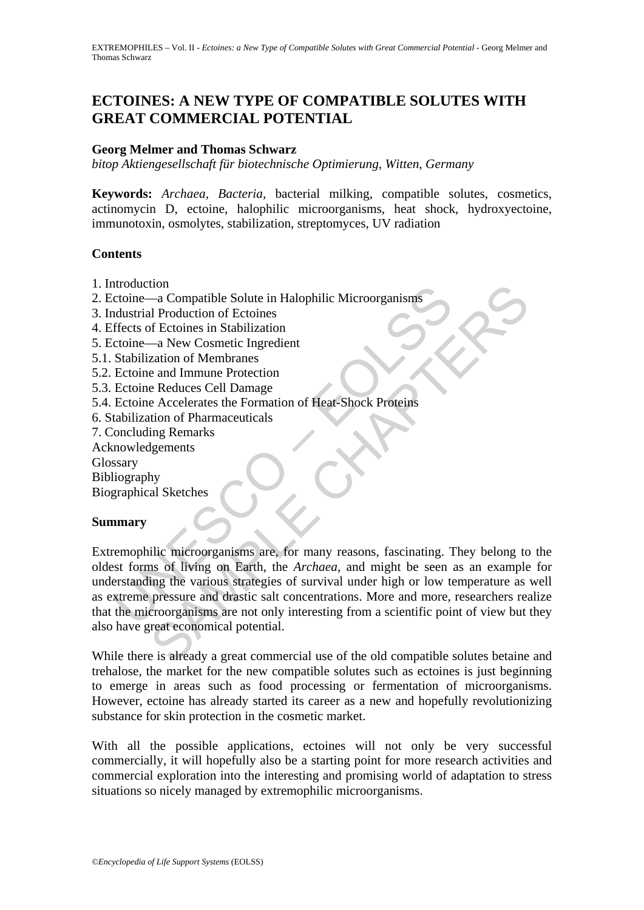# ECTOINES: A NEW TYPE OF COMPATIBLE SOLUTES WITH GREAT COMMERCIAL POTENTIAL

**Georg Melmer and Thomas Schwarz**

*bitop Aktiengesellschaft für biotechnische Optimierung, Witten, Germany*

**Keywords:** *Archaea*, *Bacteria*, bacterial milking, compatible solutes, cosmetics, actinomycin D, ectoine, halophilic microorganisms, heat shock, hydroxyectoine, immunotoxin, osmolytes, stabilization, streptomyces, UV radiation

## Contents

1. Introduction
2. Ectoine—a Compatible Solute in Halophilic Microorganisms
3. Industrial Production of Ectoines
4. Effects of Ectoines in Stabilization
5. Ectoine—a New Cosmetic Ingredient
5.1. Stabilization of Membranes
5.2. Ectoine and Immune Protection
5.3. Ectoine Reduces Cell Damage
5.4. Ectoine Accelerates the Formation of Heat-Shock Proteins
6. Stabilization of Pharmaceuticals
7. Concluding Remarks

Acknowledgements
Glossary
Bibliography
Biographical Sketches

## Summary

Extremophilic microorganisms are, for many reasons, fascinating. They belong to the oldest forms of living on Earth, the *Archaea*, and might be seen as an example for understanding the various strategies of survival under high or low temperature as well as extreme pressure and drastic salt concentrations. More and more, researchers realize that the microorganisms are not only interesting from a scientific point of view but they also have great economical potential.

While there is already a great commercial use of the old compatible solutes betaine and trehalose, the market for the new compatible solutes such as ectoines is just beginning to emerge in areas such as food processing or fermentation of microorganisms. However, ectoine has already started its career as a new and hopefully revolutionizing substance for skin protection in the cosmetic market.

With all the possible applications, ectoines will not only be very successful commercially, it will hopefully also be a starting point for more research activities and commercial exploration into the interesting and promising world of adaptation to stress situations so nicely managed by extremophilic microorganisms.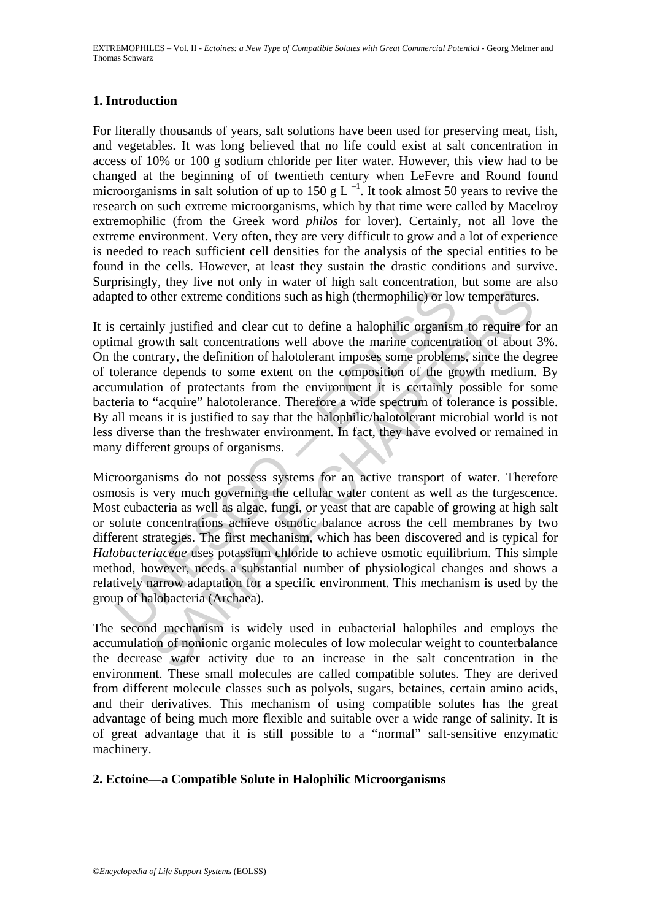## 1. Introduction

For literally thousands of years, salt solutions have been used for preserving meat, fish, and vegetables. It was long believed that no life could exist at salt concentration in access of 10% or 100 g sodium chloride per liter water. However, this view had to be changed at the beginning of of twentieth century when LeFevre and Round found microorganisms in salt solution of up to 150 g $L^{-1}$. It took almost 50 years to revive the research on such extreme microorganisms, which by that time were called by Macelroy extremophilic (from the Greek word *philos* for lover). Certainly, not all love the extreme environment. Very often, they are very difficult to grow and a lot of experience is needed to reach sufficient cell densities for the analysis of the special entities to be found in the cells. However, at least they sustain the drastic conditions and survive. Surprisingly, they live not only in water of high salt concentration, but some are also adapted to other extreme conditions such as high (thermophilic) or low temperatures.

It is certainly justified and clear cut to define a halophilic organism to require for an optimal growth salt concentrations well above the marine concentration of about 3%. On the contrary, the definition of halotolerant imposes some problems, since the degree of tolerance depends to some extent on the composition of the growth medium. By accumulation of protectants from the environment it is certainly possible for some bacteria to "acquire" halotolerance. Therefore a wide spectrum of tolerance is possible. By all means it is justified to say that the halophilic/halotolerant microbial world is not less diverse than the freshwater environment. In fact, they have evolved or remained in many different groups of organisms.

Microorganisms do not possess systems for an active transport of water. Therefore osmosis is very much governing the cellular water content as well as the turgescence. Most eubacteria as well as algae, fungi, or yeast that are capable of growing at high salt or solute concentrations achieve osmotic balance across the cell membranes by two different strategies. The first mechanism, which has been discovered and is typical for *Halobacteriaceae* uses potassium chloride to achieve osmotic equilibrium. This simple method, however, needs a substantial number of physiological changes and shows a relatively narrow adaptation for a specific environment. This mechanism is used by the group of halobacteria (Archaea).

The second mechanism is widely used in eubacterial halophiles and employs the accumulation of nonionic organic molecules of low molecular weight to counterbalance the decrease water activity due to an increase in the salt concentration in the environment. These small molecules are called compatible solutes. They are derived from different molecule classes such as polyols, sugars, betaines, certain amino acids, and their derivatives. This mechanism of using compatible solutes has the great advantage of being much more flexible and suitable over a wide range of salinity. It is of great advantage that it is still possible to a "normal" salt-sensitive enzymatic machinery.

## 2. Ectoine—a Compatible Solute in Halophilic Microorganisms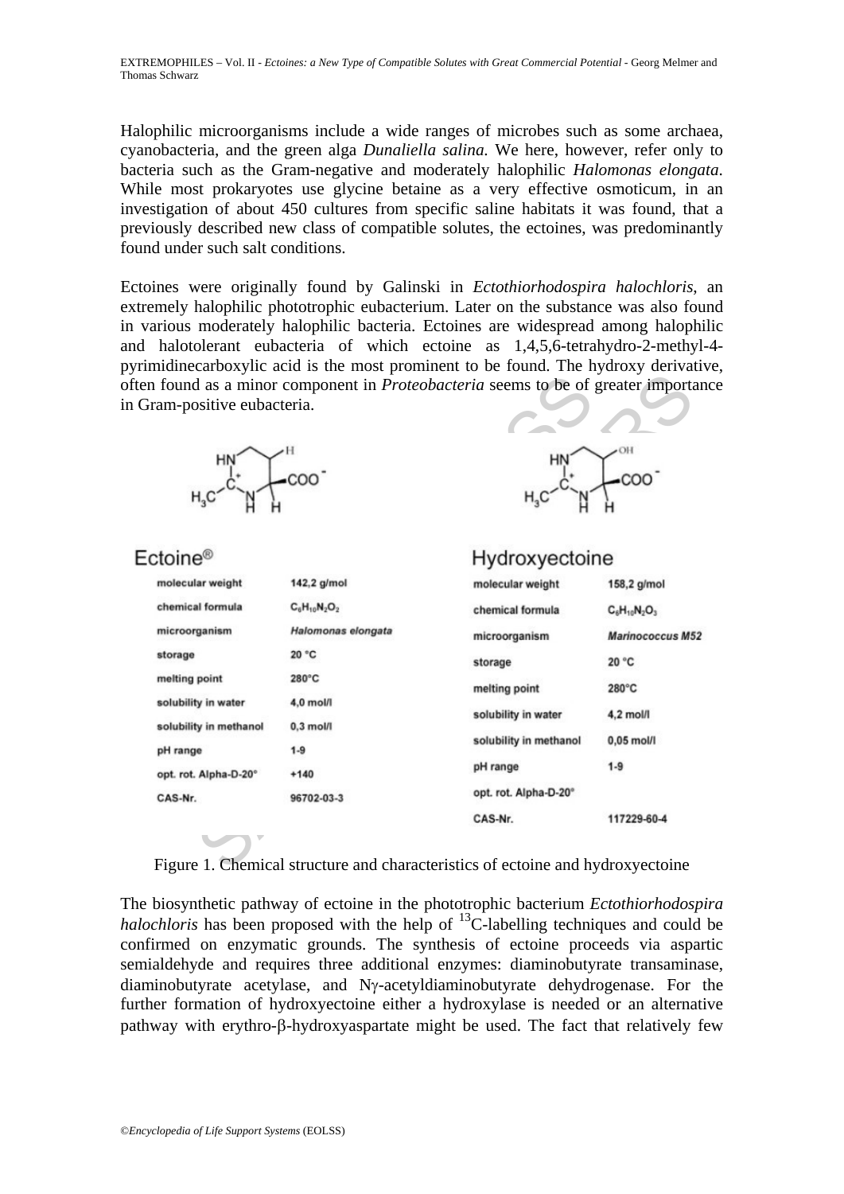Halophilic microorganisms include a wide ranges of microbes such as some archaea, cyanobacteria, and the green alga *Dunaliella salina*. We here, however, refer only to bacteria such as the Gram-negative and moderately halophilic *Halomonas elongata*. While most prokaryotes use glycine betaine as a very effective osmoticum, in an investigation of about 450 cultures from specific saline habitats it was found, that a previously described new class of compatible solutes, the ectoines, was predominantly found under such salt conditions.

Ectoines were originally found by Galinski in *Ectothiorhodospira halochloris*, an extremely halophilic phototrophic eubacterium. Later on the substance was also found in various moderately halophilic bacteria. Ectoines are widespread among halophilic and halotolerant eubacteria of which ectoine as 1,4,5,6-tetrahydro-2-methyl-4-pyrimidinecarboxylic acid is the most prominent to be found. The hydroxy derivative, often found as a minor component in *Proteobacteria* seems to be of greater importance in Gram-positive eubacteria.

**Ectoine®**

| | |
|---|---|
| molecular weight | 142,2 g/mol |
| chemical formula | $C_6H_{10}N_2O_2$ |
| microorganism | *Halomonas elongata* |
| storage | 20 °C |
| melting point | 280°C |
| solubility in water | 4,0 mol/l |
| solubility in methanol | 0,3 mol/l |
| pH range | 1-9 |
| opt. rot. Alpha-D-20° | +140 |
| CAS-Nr. | 96702-03-3 |

**Hydroxyectoine**

| | |
|---|---|
| molecular weight | 158,2 g/mol |
| chemical formula | $C_6H_{10}N_2O_3$ |
| microorganism | *Marinococcus M52* |
| storage | 20 °C |
| melting point | 280°C |
| solubility in water | 4,2 mol/l |
| solubility in methanol | 0,05 mol/l |
| pH range | 1-9 |
| opt. rot. Alpha-D-20° | |
| CAS-Nr. | 117229-60-4 |

Figure 1. Chemical structure and characteristics of ectoine and hydroxyectoine

The biosynthetic pathway of ectoine in the phototrophic bacterium *Ectothiorhodospira halochloris* has been proposed with the help of $^{13}$C-labelling techniques and could be confirmed on enzymatic grounds. The synthesis of ectoine proceeds via aspartic semialdehyde and requires three additional enzymes: diaminobutyrate transaminase, diaminobutyrate acetylase, and N$\gamma$-acetyldiaminobutyrate dehydrogenase. For the further formation of hydroxyectoine either a hydroxylase is needed or an alternative pathway with erythro-$\beta$-hydroxyaspartate might be used. The fact that relatively few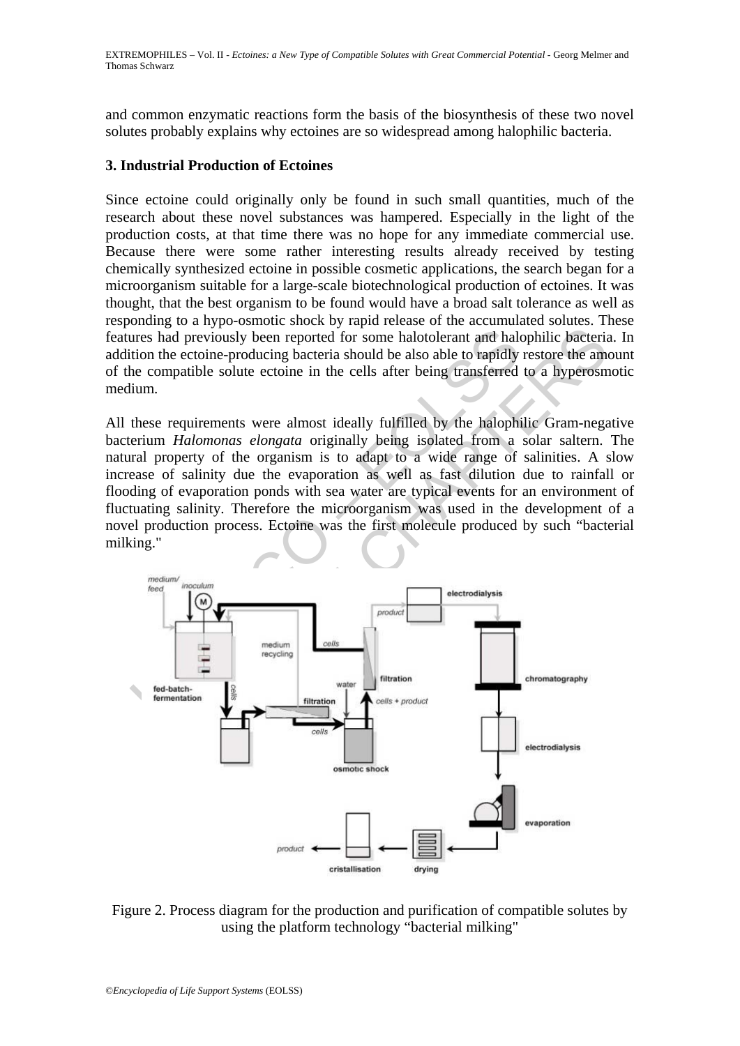and common enzymatic reactions form the basis of the biosynthesis of these two novel solutes probably explains why ectoines are so widespread among halophilic bacteria.

## 3. Industrial Production of Ectoines

Since ectoine could originally only be found in such small quantities, much of the research about these novel substances was hampered. Especially in the light of the production costs, at that time there was no hope for any immediate commercial use. Because there were some rather interesting results already received by testing chemically synthesized ectoine in possible cosmetic applications, the search began for a microorganism suitable for a large-scale biotechnological production of ectoines. It was thought, that the best organism to be found would have a broad salt tolerance as well as responding to a hypo-osmotic shock by rapid release of the accumulated solutes. These features had previously been reported for some halotolerant and halophilic bacteria. In addition the ectoine-producing bacteria should be also able to rapidly restore the amount of the compatible solute ectoine in the cells after being transferred to a hyperosmotic medium.

All these requirements were almost ideally fulfilled by the halophilic Gram-negative bacterium *Halomonas elongata* originally being isolated from a solar saltern. The natural property of the organism is to adapt to a wide range of salinities. A slow increase of salinity due the evaporation as well as fast dilution due to rainfall or flooding of evaporation ponds with sea water are typical events for an environment of fluctuating salinity. Therefore the microorganism was used in the development of a novel production process. Ectoine was the first molecule produced by such “bacterial milking."

Figure 2. Process diagram for the production and purification of compatible solutes by using the platform technology “bacterial milking"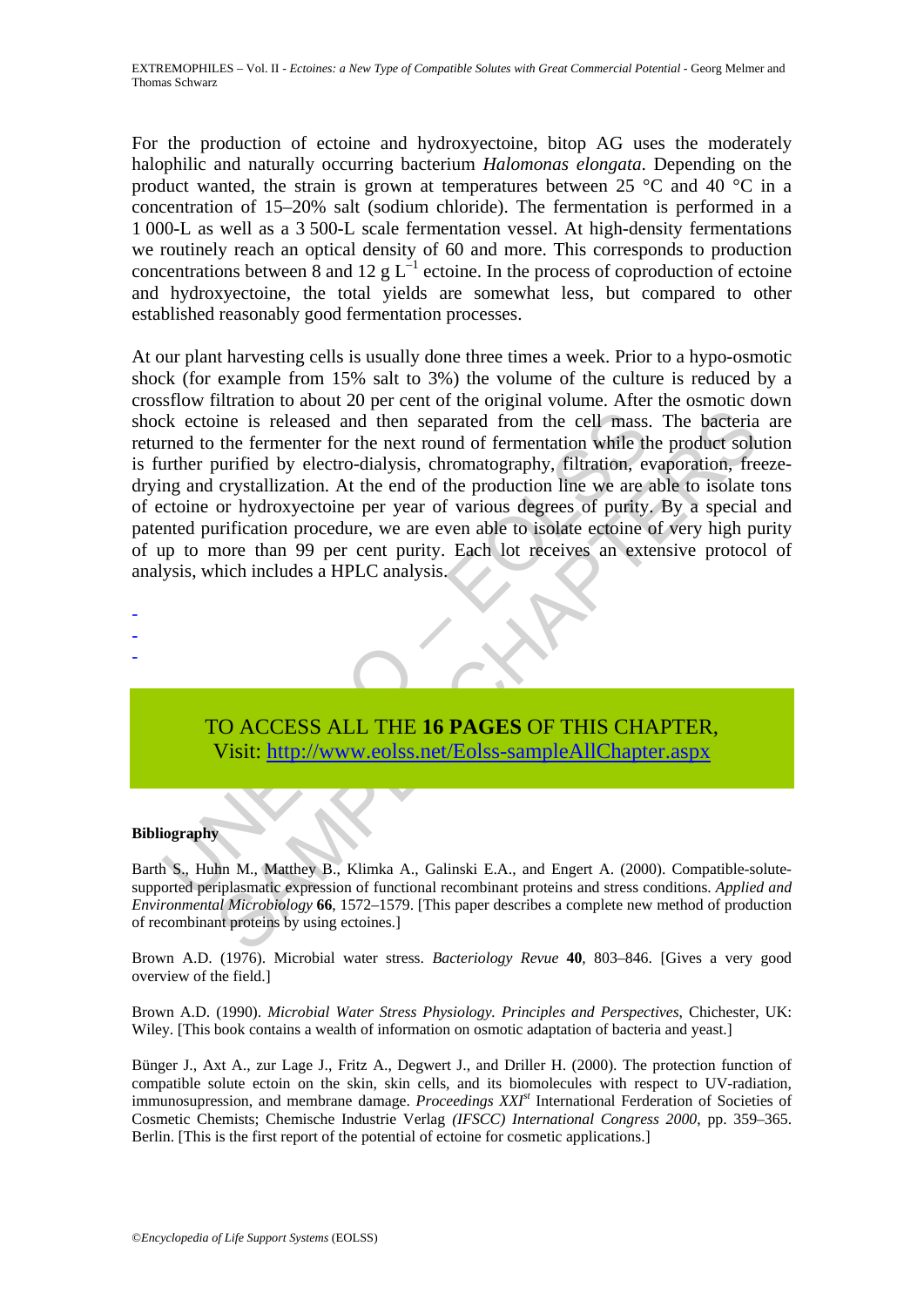For the production of ectoine and hydroxyectoine, bitop AG uses the moderately halophilic and naturally occurring bacterium *Halomonas elongata*. Depending on the product wanted, the strain is grown at temperatures between 25 °C and 40 °C in a concentration of 15–20% salt (sodium chloride). The fermentation is performed in a 1 000-L as well as a 3 500-L scale fermentation vessel. At high-density fermentations we routinely reach an optical density of 60 and more. This corresponds to production concentrations between 8 and 12 g $L^{-1}$ ectoine. In the process of coproduction of ectoine and hydroxyectoine, the total yields are somewhat less, but compared to other established reasonably good fermentation processes.

At our plant harvesting cells is usually done three times a week. Prior to a hypo-osmotic shock (for example from 15% salt to 3%) the volume of the culture is reduced by a crossflow filtration to about 20 per cent of the original volume. After the osmotic down shock ectoine is released and then separated from the cell mass. The bacteria are returned to the fermenter for the next round of fermentation while the product solution is further purified by electro-dialysis, chromatography, filtration, evaporation, freeze-drying and crystallization. At the end of the production line we are able to isolate tons of ectoine or hydroxyectoine per year of various degrees of purity. By a special and patented purification procedure, we are even able to isolate ectoine of very high purity of up to more than 99 per cent purity. Each lot receives an extensive protocol of analysis, which includes a HPLC analysis.

-
-
-

TO ACCESS ALL THE **16 PAGES** OF THIS CHAPTER,
Visit: http://www.eolss.net/Eolss-sampleAllChapter.aspx

**Bibliography**

Barth S., Huhn M., Matthey B., Klimka A., Galinski E.A., and Engert A. (2000). Compatible-solute-supported periplasmatic expression of functional recombinant proteins and stress conditions. *Applied and Environmental Microbiology* **66**, 1572–1579. [This paper describes a complete new method of production of recombinant proteins by using ectoines.]

Brown A.D. (1976). Microbial water stress. *Bacteriology Revue* **40**, 803–846. [Gives a very good overview of the field.]

Brown A.D. (1990). *Microbial Water Stress Physiology. Principles and Perspectives*, Chichester, UK: Wiley. [This book contains a wealth of information on osmotic adaptation of bacteria and yeast.]

Bünger J., Axt A., zur Lage J., Fritz A., Degwert J., and Driller H. (2000). The protection function of compatible solute ectoin on the skin, skin cells, and its biomolecules with respect to UV-radiation, immunosupression, and membrane damage. *Proceedings XXI^st^* International Ferderation of Societies of Cosmetic Chemists; Chemische Industrie Verlag *(IFSCC) International Congress 2000*, pp. 359–365. Berlin. [This is the first report of the potential of ectoine for cosmetic applications.]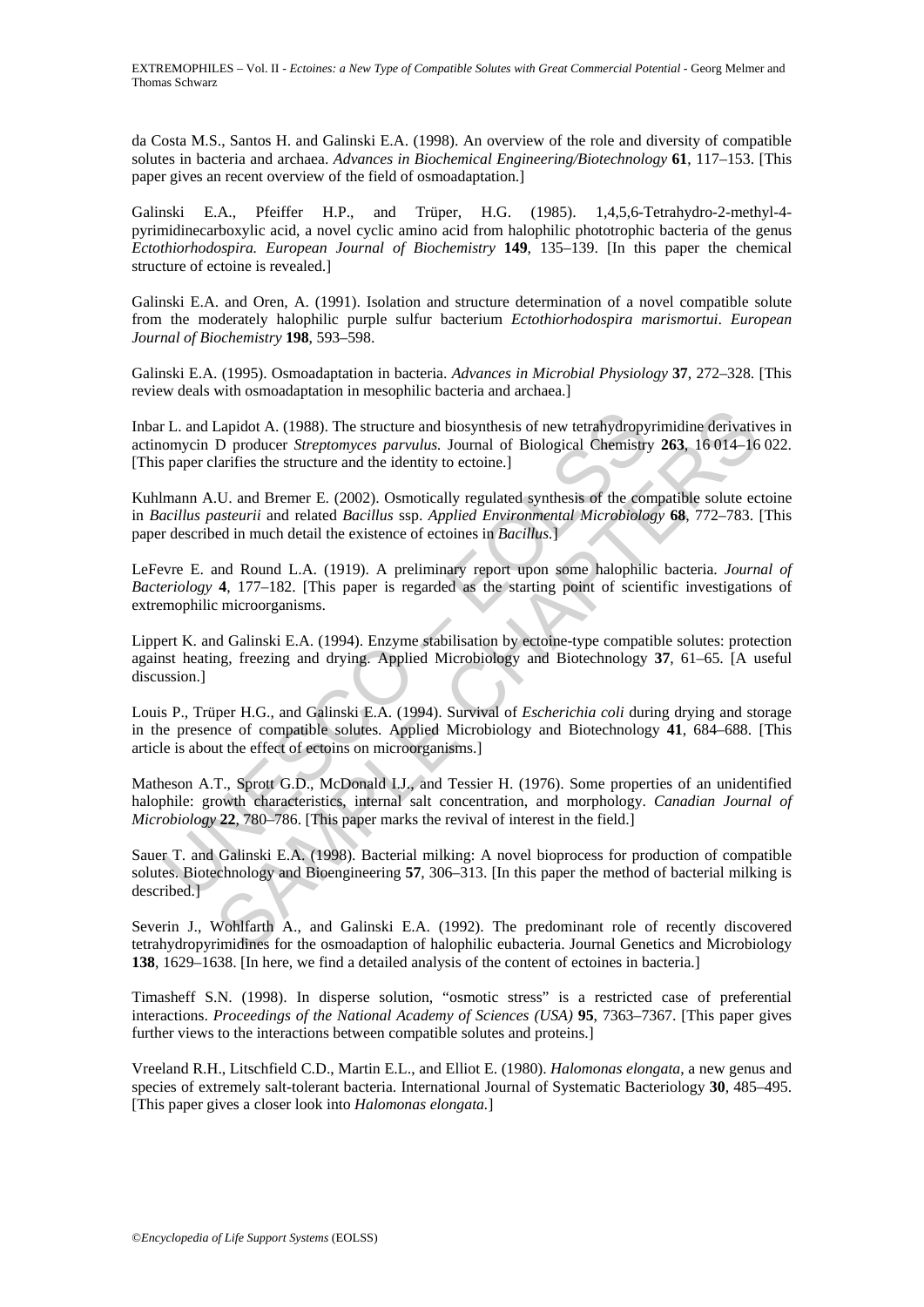da Costa M.S., Santos H. and Galinski E.A. (1998). An overview of the role and diversity of compatible solutes in bacteria and archaea. *Advances in Biochemical Engineering/Biotechnology* **61**, 117–153. [This paper gives an recent overview of the field of osmoadaptation.]

Galinski E.A., Pfeiffer H.P., and Trüper, H.G. (1985). 1,4,5,6-Tetrahydro-2-methyl-4-pyrimidinecarboxylic acid, a novel cyclic amino acid from halophilic phototrophic bacteria of the genus *Ectothiorhodospira. European Journal of Biochemistry* **149**, 135–139. [In this paper the chemical structure of ectoine is revealed.]

Galinski E.A. and Oren, A. (1991). Isolation and structure determination of a novel compatible solute from the moderately halophilic purple sulfur bacterium *Ectothiorhodospira marismortui*. *European Journal of Biochemistry* **198**, 593–598.

Galinski E.A. (1995). Osmoadaptation in bacteria. *Advances in Microbial Physiology* **37**, 272–328. [This review deals with osmoadaptation in mesophilic bacteria and archaea.]

Inbar L. and Lapidot A. (1988). The structure and biosynthesis of new tetrahydropyrimidine derivatives in actinomycin D producer *Streptomyces parvulus.* Journal of Biological Chemistry **263**, 16 014–16 022. [This paper clarifies the structure and the identity to ectoine.]

Kuhlmann A.U. and Bremer E. (2002). Osmotically regulated synthesis of the compatible solute ectoine in *Bacillus pasteurii* and related *Bacillus* ssp. *Applied Environmental Microbiology* **68**, 772–783. [This paper described in much detail the existence of ectoines in *Bacillus*.]

LeFevre E. and Round L.A. (1919). A preliminary report upon some halophilic bacteria. *Journal of Bacteriology* **4**, 177–182. [This paper is regarded as the starting point of scientific investigations of extremophilic microorganisms.

Lippert K. and Galinski E.A. (1994). Enzyme stabilisation by ectoine-type compatible solutes: protection against heating, freezing and drying. Applied Microbiology and Biotechnology **37**, 61–65. [A useful discussion.]

Louis P., Trüper H.G., and Galinski E.A. (1994). Survival of *Escherichia coli* during drying and storage in the presence of compatible solutes. Applied Microbiology and Biotechnology **41**, 684–688. [This article is about the effect of ectoins on microorganisms.]

Matheson A.T., Sprott G.D., McDonald I.J., and Tessier H. (1976). Some properties of an unidentified halophile: growth characteristics, internal salt concentration, and morphology. *Canadian Journal of Microbiology* **22**, 780–786. [This paper marks the revival of interest in the field.]

Sauer T. and Galinski E.A. (1998). Bacterial milking: A novel bioprocess for production of compatible solutes. Biotechnology and Bioengineering **57**, 306–313. [In this paper the method of bacterial milking is described.]

Severin J., Wohlfarth A., and Galinski E.A. (1992). The predominant role of recently discovered tetrahydropyrimidines for the osmoadaption of halophilic eubacteria. Journal Genetics and Microbiology **138**, 1629–1638. [In here, we find a detailed analysis of the content of ectoines in bacteria.]

Timasheff S.N. (1998). In disperse solution, "osmotic stress" is a restricted case of preferential interactions. *Proceedings of the National Academy of Sciences (USA)* **95**, 7363–7367. [This paper gives further views to the interactions between compatible solutes and proteins.]

Vreeland R.H., Litschfield C.D., Martin E.L., and Elliot E. (1980). *Halomonas elongata,* a new genus and species of extremely salt-tolerant bacteria. International Journal of Systematic Bacteriology **30**, 485–495. [This paper gives a closer look into *Halomonas elongata.*]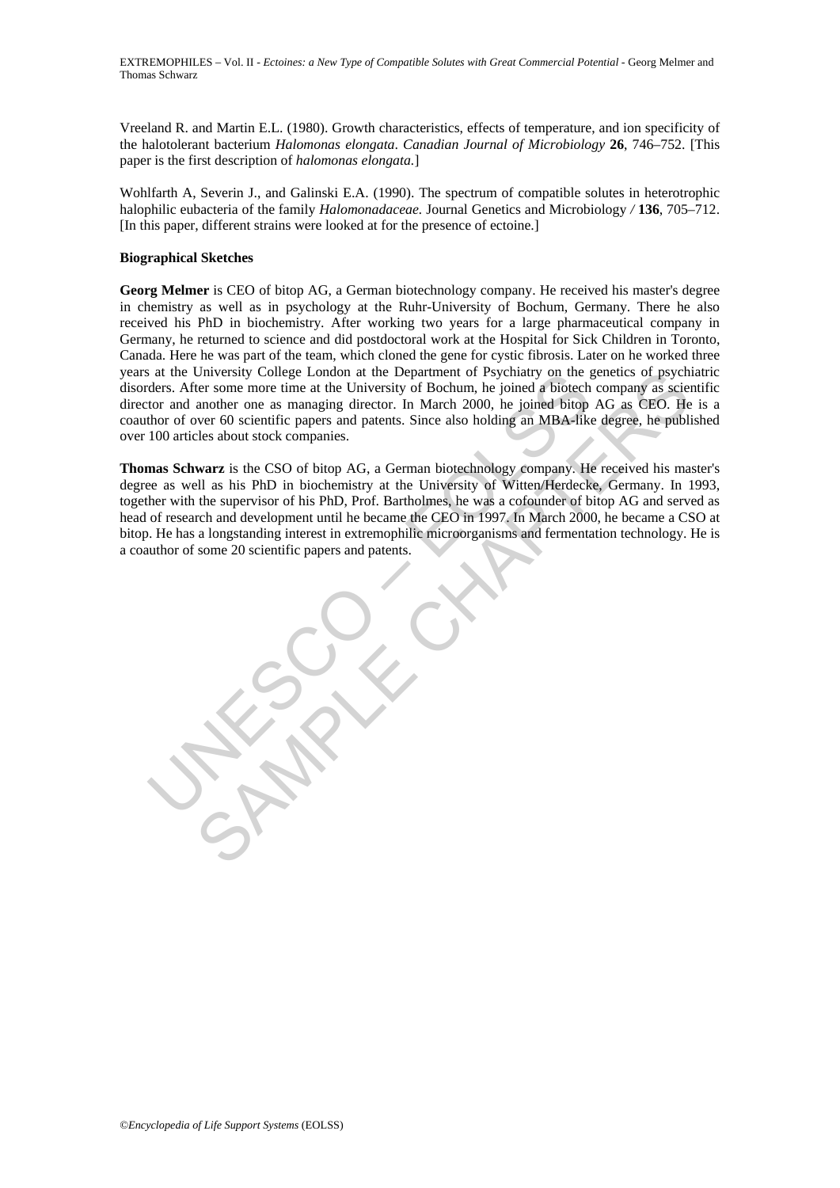Vreeland R. and Martin E.L. (1980). Growth characteristics, effects of temperature, and ion specificity of the halotolerant bacterium *Halomonas elongata*. *Canadian Journal of Microbiology* **26**, 746–752. [This paper is the first description of *halomonas elongata*.]

Wohlfarth A, Severin J., and Galinski E.A. (1990). The spectrum of compatible solutes in heterotrophic halophilic eubacteria of the family *Halomonadaceae*. Journal Genetics and Microbiology / **136**, 705–712. [In this paper, different strains were looked at for the presence of ectoine.]

**Biographical Sketches**

**Georg Melmer** is CEO of bitop AG, a German biotechnology company. He received his master's degree in chemistry as well as in psychology at the Ruhr-University of Bochum, Germany. There he also received his PhD in biochemistry. After working two years for a large pharmaceutical company in Germany, he returned to science and did postdoctoral work at the Hospital for Sick Children in Toronto, Canada. Here he was part of the team, which cloned the gene for cystic fibrosis. Later on he worked three years at the University College London at the Department of Psychiatry on the genetics of psychiatric disorders. After some more time at the University of Bochum, he joined a biotech company as scientific director and another one as managing director. In March 2000, he joined bitop AG as CEO. He is a coauthor of over 60 scientific papers and patents. Since also holding an MBA-like degree, he published over 100 articles about stock companies.

**Thomas Schwarz** is the CSO of bitop AG, a German biotechnology company. He received his master's degree as well as his PhD in biochemistry at the University of Witten/Herdecke, Germany. In 1993, together with the supervisor of his PhD, Prof. Bartholmes, he was a cofounder of bitop AG and served as head of research and development until he became the CEO in 1997. In March 2000, he became a CSO at bitop. He has a longstanding interest in extremophilic microorganisms and fermentation technology. He is a coauthor of some 20 scientific papers and patents.